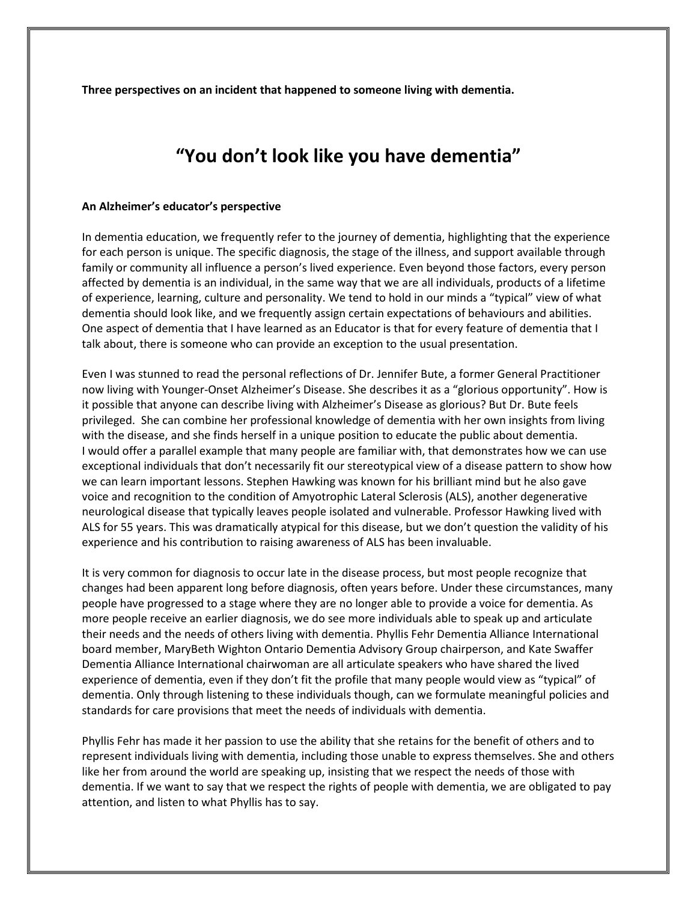**Three perspectives on an incident that happened to someone living with dementia.**

# "You don't look like you have dementia"

### An Alzheimer's educator's perspective

In dementia education, we frequently refer to the journey of dementia, highlighting that the experience for each person is unique. The specific diagnosis, the stage of the illness, and support available through family or community all influence a person's lived experience. Even beyond those factors, every person affected by dementia is an individual, in the same way that we are all individuals, products of a lifetime of experience, learning, culture and personality. We tend to hold in our minds a "typical" view of what dementia should look like, and we frequently assign certain expectations of behaviours and abilities. One aspect of dementia that I have learned as an Educator is that for every feature of dementia that I talk about, there is someone who can provide an exception to the usual presentation.

Even I was stunned to read the personal reflections of Dr. Jennifer Bute, a former General Practitioner now living with Younger-Onset Alzheimer's Disease. She describes it as a "glorious opportunity". How is it possible that anyone can describe living with Alzheimer's Disease as glorious? But Dr. Bute feels privileged. She can combine her professional knowledge of dementia with her own insights from living with the disease, and she finds herself in a unique position to educate the public about dementia.
I would offer a parallel example that many people are familiar with, that demonstrates how we can use exceptional individuals that don't necessarily fit our stereotypical view of a disease pattern to show how we can learn important lessons. Stephen Hawking was known for his brilliant mind but he also gave voice and recognition to the condition of Amyotrophic Lateral Sclerosis (ALS), another degenerative neurological disease that typically leaves people isolated and vulnerable. Professor Hawking lived with ALS for 55 years. This was dramatically atypical for this disease, but we don't question the validity of his experience and his contribution to raising awareness of ALS has been invaluable.

It is very common for diagnosis to occur late in the disease process, but most people recognize that changes had been apparent long before diagnosis, often years before. Under these circumstances, many people have progressed to a stage where they are no longer able to provide a voice for dementia. As more people receive an earlier diagnosis, we do see more individuals able to speak up and articulate their needs and the needs of others living with dementia. Phyllis Fehr Dementia Alliance International board member, MaryBeth Wighton Ontario Dementia Advisory Group chairperson, and Kate Swaffer Dementia Alliance International chairwoman are all articulate speakers who have shared the lived experience of dementia, even if they don't fit the profile that many people would view as "typical" of dementia. Only through listening to these individuals though, can we formulate meaningful policies and standards for care provisions that meet the needs of individuals with dementia.

Phyllis Fehr has made it her passion to use the ability that she retains for the benefit of others and to represent individuals living with dementia, including those unable to express themselves. She and others like her from around the world are speaking up, insisting that we respect the needs of those with dementia. If we want to say that we respect the rights of people with dementia, we are obligated to pay attention, and listen to what Phyllis has to say.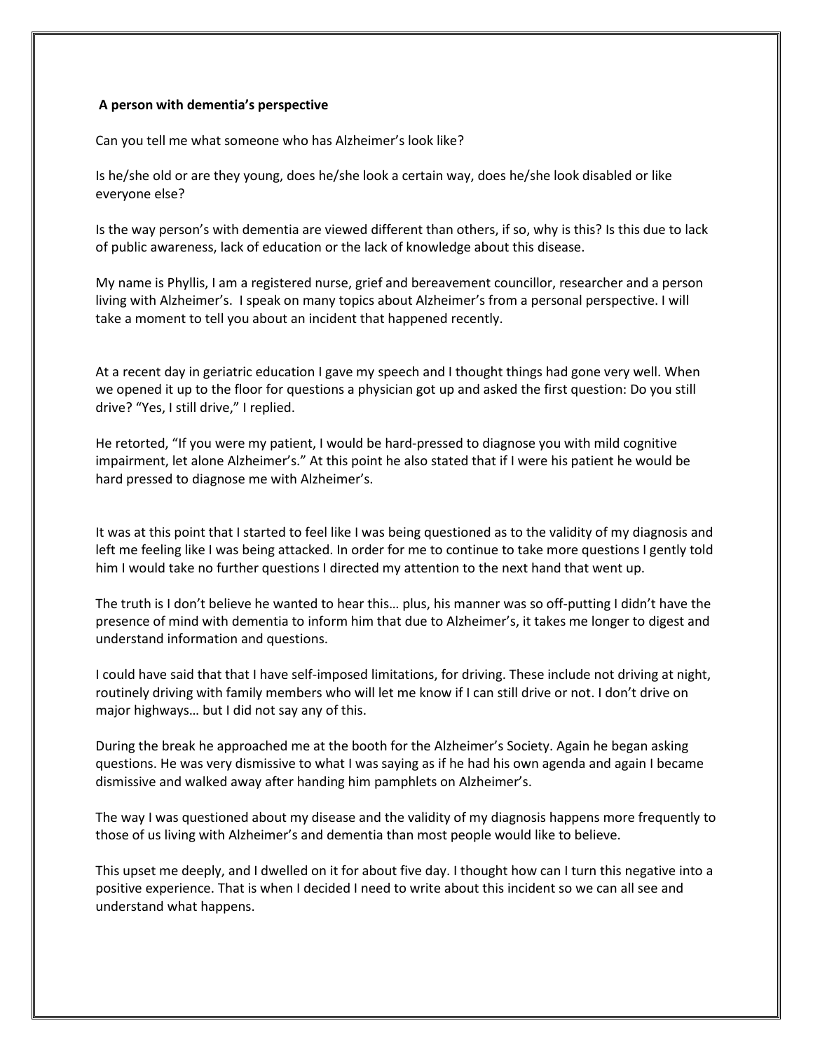**A person with dementia's perspective**

Can you tell me what someone who has Alzheimer's look like?

Is he/she old or are they young, does he/she look a certain way, does he/she look disabled or like everyone else?

Is the way person's with dementia are viewed different than others, if so, why is this? Is this due to lack of public awareness, lack of education or the lack of knowledge about this disease.

My name is Phyllis, I am a registered nurse, grief and bereavement councillor, researcher and a person living with Alzheimer's. I speak on many topics about Alzheimer's from a personal perspective. I will take a moment to tell you about an incident that happened recently.

At a recent day in geriatric education I gave my speech and I thought things had gone very well. When we opened it up to the floor for questions a physician got up and asked the first question: Do you still drive? "Yes, I still drive," I replied.

He retorted, "If you were my patient, I would be hard-pressed to diagnose you with mild cognitive impairment, let alone Alzheimer's." At this point he also stated that if I were his patient he would be hard pressed to diagnose me with Alzheimer's.

It was at this point that I started to feel like I was being questioned as to the validity of my diagnosis and left me feeling like I was being attacked. In order for me to continue to take more questions I gently told him I would take no further questions I directed my attention to the next hand that went up.

The truth is I don't believe he wanted to hear this… plus, his manner was so off-putting I didn't have the presence of mind with dementia to inform him that due to Alzheimer's, it takes me longer to digest and understand information and questions.

I could have said that that I have self-imposed limitations, for driving. These include not driving at night, routinely driving with family members who will let me know if I can still drive or not. I don't drive on major highways… but I did not say any of this.

During the break he approached me at the booth for the Alzheimer's Society. Again he began asking questions. He was very dismissive to what I was saying as if he had his own agenda and again I became dismissive and walked away after handing him pamphlets on Alzheimer's.

The way I was questioned about my disease and the validity of my diagnosis happens more frequently to those of us living with Alzheimer's and dementia than most people would like to believe.

This upset me deeply, and I dwelled on it for about five day. I thought how can I turn this negative into a positive experience. That is when I decided I need to write about this incident so we can all see and understand what happens.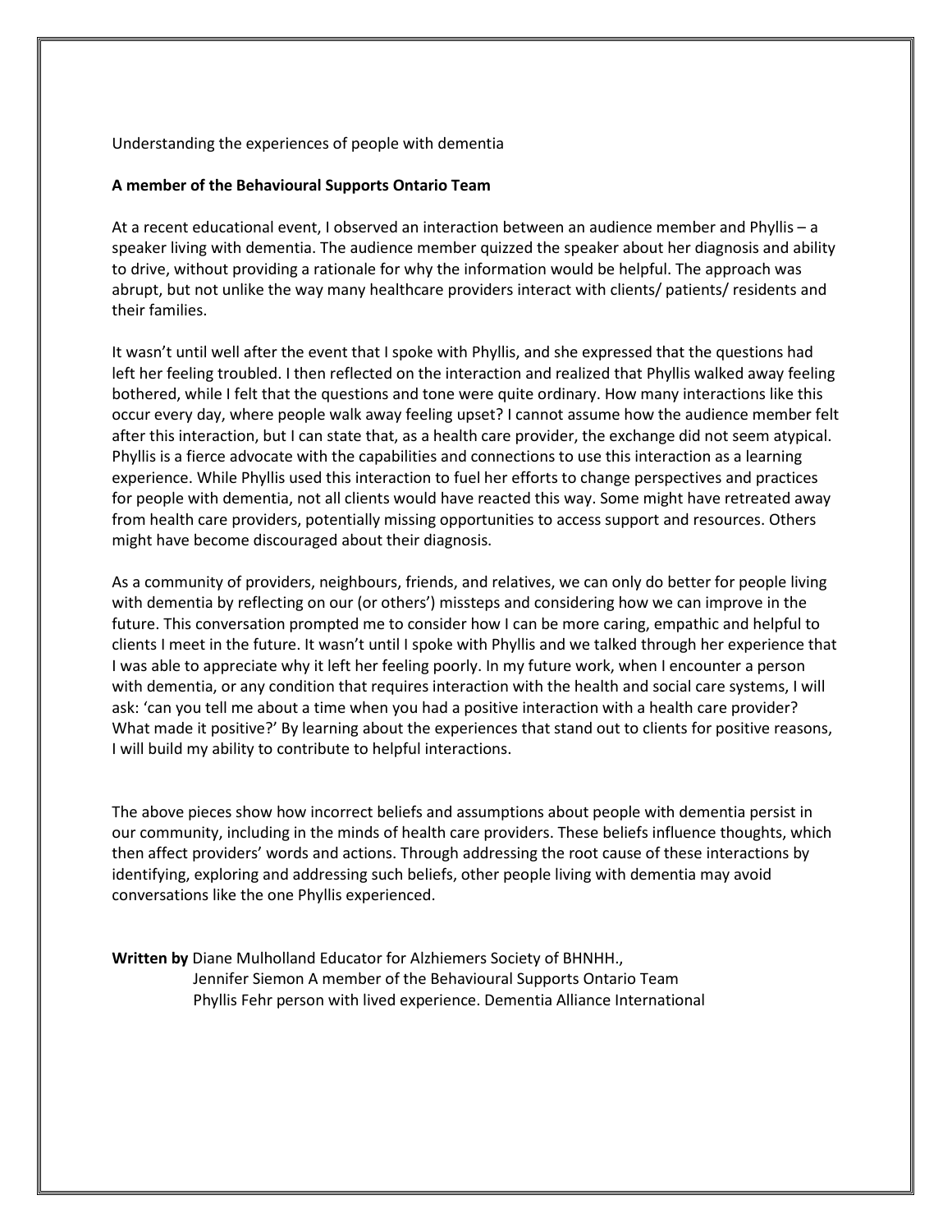Understanding the experiences of people with dementia

**A member of the Behavioural Supports Ontario Team**

At a recent educational event, I observed an interaction between an audience member and Phyllis – a speaker living with dementia. The audience member quizzed the speaker about her diagnosis and ability to drive, without providing a rationale for why the information would be helpful. The approach was abrupt, but not unlike the way many healthcare providers interact with clients/ patients/ residents and their families.

It wasn't until well after the event that I spoke with Phyllis, and she expressed that the questions had left her feeling troubled. I then reflected on the interaction and realized that Phyllis walked away feeling bothered, while I felt that the questions and tone were quite ordinary. How many interactions like this occur every day, where people walk away feeling upset? I cannot assume how the audience member felt after this interaction, but I can state that, as a health care provider, the exchange did not seem atypical. Phyllis is a fierce advocate with the capabilities and connections to use this interaction as a learning experience. While Phyllis used this interaction to fuel her efforts to change perspectives and practices for people with dementia, not all clients would have reacted this way. Some might have retreated away from health care providers, potentially missing opportunities to access support and resources. Others might have become discouraged about their diagnosis.

As a community of providers, neighbours, friends, and relatives, we can only do better for people living with dementia by reflecting on our (or others') missteps and considering how we can improve in the future. This conversation prompted me to consider how I can be more caring, empathic and helpful to clients I meet in the future. It wasn't until I spoke with Phyllis and we talked through her experience that I was able to appreciate why it left her feeling poorly. In my future work, when I encounter a person with dementia, or any condition that requires interaction with the health and social care systems, I will ask: 'can you tell me about a time when you had a positive interaction with a health care provider? What made it positive?' By learning about the experiences that stand out to clients for positive reasons, I will build my ability to contribute to helpful interactions.

The above pieces show how incorrect beliefs and assumptions about people with dementia persist in our community, including in the minds of health care providers. These beliefs influence thoughts, which then affect providers' words and actions. Through addressing the root cause of these interactions by identifying, exploring and addressing such beliefs, other people living with dementia may avoid conversations like the one Phyllis experienced.

**Written by** Diane Mulholland Educator for Alzhiemers Society of BHNHH.,
Jennifer Siemon A member of the Behavioural Supports Ontario Team
Phyllis Fehr person with lived experience. Dementia Alliance International